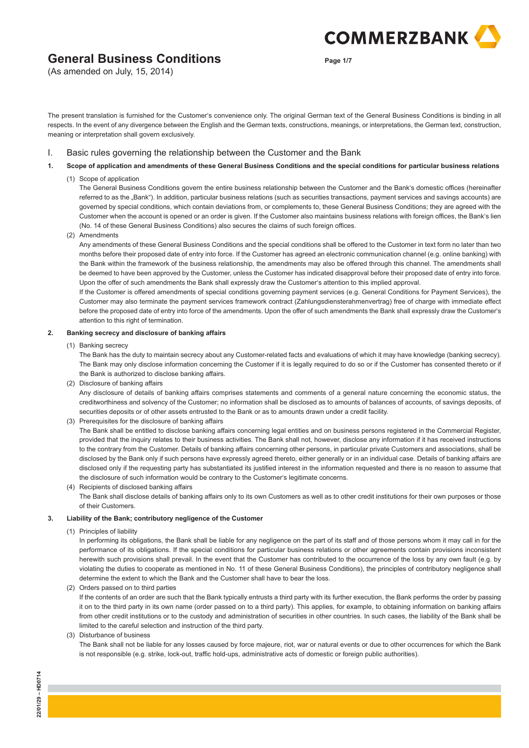# General Business Conditions

(As amended on July, 15, 2014)

The present translation is furnished for the Customer's convenience only. The original German text of the General Business Conditions is binding in all respects. In the event of any divergence between the English and the German texts, constructions, meanings, or interpretations, the German text, construction, meaning or interpretation shall govern exclusively.

## I. Basic rules governing the relationship between the Customer and the Bank

### 1. Scope of application and amendments of these General Business Conditions and the special conditions for particular business relations

(1) Scope of application

The General Business Conditions govern the entire business relationship between the Customer and the Bank's domestic offices (hereinafter referred to as the „Bank"). In addition, particular business relations (such as securities transactions, payment services and savings accounts) are governed by special conditions, which contain deviations from, or complements to, these General Business Conditions; they are agreed with the Customer when the account is opened or an order is given. If the Customer also maintains business relations with foreign offices, the Bank's lien (No. 14 of these General Business Conditions) also secures the claims of such foreign offices.

(2) Amendments

Any amendments of these General Business Conditions and the special conditions shall be offered to the Customer in text form no later than two months before their proposed date of entry into force. If the Customer has agreed an electronic communication channel (e.g. online banking) with the Bank within the framework of the business relationship, the amendments may also be offered through this channel. The amendments shall be deemed to have been approved by the Customer, unless the Customer has indicated disapproval before their proposed date of entry into force. Upon the offer of such amendments the Bank shall expressly draw the Customer's attention to this implied approval.

If the Customer is offered amendments of special conditions governing payment services (e.g. General Conditions for Payment Services), the Customer may also terminate the payment services framework contract (Zahlungsdiensterahmenvertrag) free of charge with immediate effect before the proposed date of entry into force of the amendments. Upon the offer of such amendments the Bank shall expressly draw the Customer's attention to this right of termination.

### 2. Banking secrecy and disclosure of banking affairs

(1) Banking secrecy

The Bank has the duty to maintain secrecy about any Customer-related facts and evaluations of which it may have knowledge (banking secrecy). The Bank may only disclose information concerning the Customer if it is legally required to do so or if the Customer has consented thereto or if the Bank is authorized to disclose banking affairs.

(2) Disclosure of banking affairs

Any disclosure of details of banking affairs comprises statements and comments of a general nature concerning the economic status, the creditworthiness and solvency of the Customer; no information shall be disclosed as to amounts of balances of accounts, of savings deposits, of securities deposits or of other assets entrusted to the Bank or as to amounts drawn under a credit facility.

(3) Prerequisites for the disclosure of banking affairs

The Bank shall be entitled to disclose banking affairs concerning legal entities and on business persons registered in the Commercial Register, provided that the inquiry relates to their business activities. The Bank shall not, however, disclose any information if it has received instructions to the contrary from the Customer. Details of banking affairs concerning other persons, in particular private Customers and associations, shall be disclosed by the Bank only if such persons have expressly agreed thereto, either generally or in an individual case. Details of banking affairs are disclosed only if the requesting party has substantiated its justified interest in the information requested and there is no reason to assume that the disclosure of such information would be contrary to the Customer's legitimate concerns.

(4) Recipients of disclosed banking affairs

The Bank shall disclose details of banking affairs only to its own Customers as well as to other credit institutions for their own purposes or those of their Customers.

### 3. Liability of the Bank; contributory negligence of the Customer

(1) Principles of liability

In performing its obligations, the Bank shall be liable for any negligence on the part of its staff and of those persons whom it may call in for the performance of its obligations. If the special conditions for particular business relations or other agreements contain provisions inconsistent herewith such provisions shall prevail. In the event that the Customer has contributed to the occurrence of the loss by any own fault (e.g. by violating the duties to cooperate as mentioned in No. 11 of these General Business Conditions), the principles of contributory negligence shall determine the extent to which the Bank and the Customer shall have to bear the loss.

(2) Orders passed on to third parties

If the contents of an order are such that the Bank typically entrusts a third party with its further execution, the Bank performs the order by passing it on to the third party in its own name (order passed on to a third party). This applies, for example, to obtaining information on banking affairs from other credit institutions or to the custody and administration of securities in other countries. In such cases, the liability of the Bank shall be limited to the careful selection and instruction of the third party.

(3) Disturbance of business

The Bank shall not be liable for any losses caused by force majeure, riot, war or natural events or due to other occurrences for which the Bank is not responsible (e.g. strike, lock-out, traffic hold-ups, administrative acts of domestic or foreign public authorities).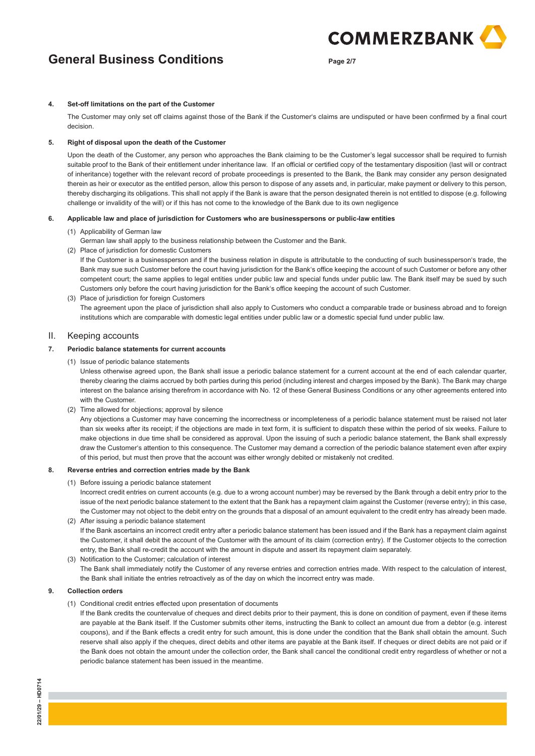**4. Set-off limitations on the part of the Customer**

The Customer may only set off claims against those of the Bank if the Customer's claims are undisputed or have been confirmed by a final court decision.

**5. Right of disposal upon the death of the Customer**

Upon the death of the Customer, any person who approaches the Bank claiming to be the Customer's legal successor shall be required to furnish suitable proof to the Bank of their entitlement under inheritance law. If an official or certified copy of the testamentary disposition (last will or contract of inheritance) together with the relevant record of probate proceedings is presented to the Bank, the Bank may consider any person designated therein as heir or executor as the entitled person, allow this person to dispose of any assets and, in particular, make payment or delivery to this person, thereby discharging its obligations. This shall not apply if the Bank is aware that the person designated therein is not entitled to dispose (e.g. following challenge or invalidity of the will) or if this has not come to the knowledge of the Bank due to its own negligence

**6. Applicable law and place of jurisdiction for Customers who are businesspersons or public-law entities**

(1) Applicability of German law
German law shall apply to the business relationship between the Customer and the Bank.

(2) Place of jurisdiction for domestic Customers
If the Customer is a businessperson and if the business relation in dispute is attributable to the conducting of such businessperson's trade, the Bank may sue such Customer before the court having jurisdiction for the Bank's office keeping the account of such Customer or before any other competent court; the same applies to legal entities under public law and special funds under public law. The Bank itself may be sued by such Customers only before the court having jurisdiction for the Bank's office keeping the account of such Customer.

(3) Place of jurisdiction for foreign Customers
The agreement upon the place of jurisdiction shall also apply to Customers who conduct a comparable trade or business abroad and to foreign institutions which are comparable with domestic legal entities under public law or a domestic special fund under public law.

## II. Keeping accounts

**7. Periodic balance statements for current accounts**

(1) Issue of periodic balance statements
Unless otherwise agreed upon, the Bank shall issue a periodic balance statement for a current account at the end of each calendar quarter, thereby clearing the claims accrued by both parties during this period (including interest and charges imposed by the Bank). The Bank may charge interest on the balance arising therefrom in accordance with No. 12 of these General Business Conditions or any other agreements entered into with the Customer.

(2) Time allowed for objections; approval by silence
Any objections a Customer may have concerning the incorrectness or incompleteness of a periodic balance statement must be raised not later than six weeks after its receipt; if the objections are made in text form, it is sufficient to dispatch these within the period of six weeks. Failure to make objections in due time shall be considered as approval. Upon the issuing of such a periodic balance statement, the Bank shall expressly draw the Customer's attention to this consequence. The Customer may demand a correction of the periodic balance statement even after expiry of this period, but must then prove that the account was either wrongly debited or mistakenly not credited.

**8. Reverse entries and correction entries made by the Bank**

(1) Before issuing a periodic balance statement
Incorrect credit entries on current accounts (e.g. due to a wrong account number) may be reversed by the Bank through a debit entry prior to the issue of the next periodic balance statement to the extent that the Bank has a repayment claim against the Customer (reverse entry); in this case, the Customer may not object to the debit entry on the grounds that a disposal of an amount equivalent to the credit entry has already been made.

(2) After issuing a periodic balance statement
If the Bank ascertains an incorrect credit entry after a periodic balance statement has been issued and if the Bank has a repayment claim against the Customer, it shall debit the account of the Customer with the amount of its claim (correction entry). If the Customer objects to the correction entry, the Bank shall re-credit the account with the amount in dispute and assert its repayment claim separately.

(3) Notification to the Customer; calculation of interest
The Bank shall immediately notify the Customer of any reverse entries and correction entries made. With respect to the calculation of interest, the Bank shall initiate the entries retroactively as of the day on which the incorrect entry was made.

**9. Collection orders**

(1) Conditional credit entries effected upon presentation of documents
If the Bank credits the countervalue of cheques and direct debits prior to their payment, this is done on condition of payment, even if these items are payable at the Bank itself. If the Customer submits other items, instructing the Bank to collect an amount due from a debtor (e.g. interest coupons), and if the Bank effects a credit entry for such amount, this is done under the condition that the Bank shall obtain the amount. Such reserve shall also apply if the cheques, direct debits and other items are payable at the Bank itself. If cheques or direct debits are not paid or if the Bank does not obtain the amount under the collection order, the Bank shall cancel the conditional credit entry regardless of whether or not a periodic balance statement has been issued in the meantime.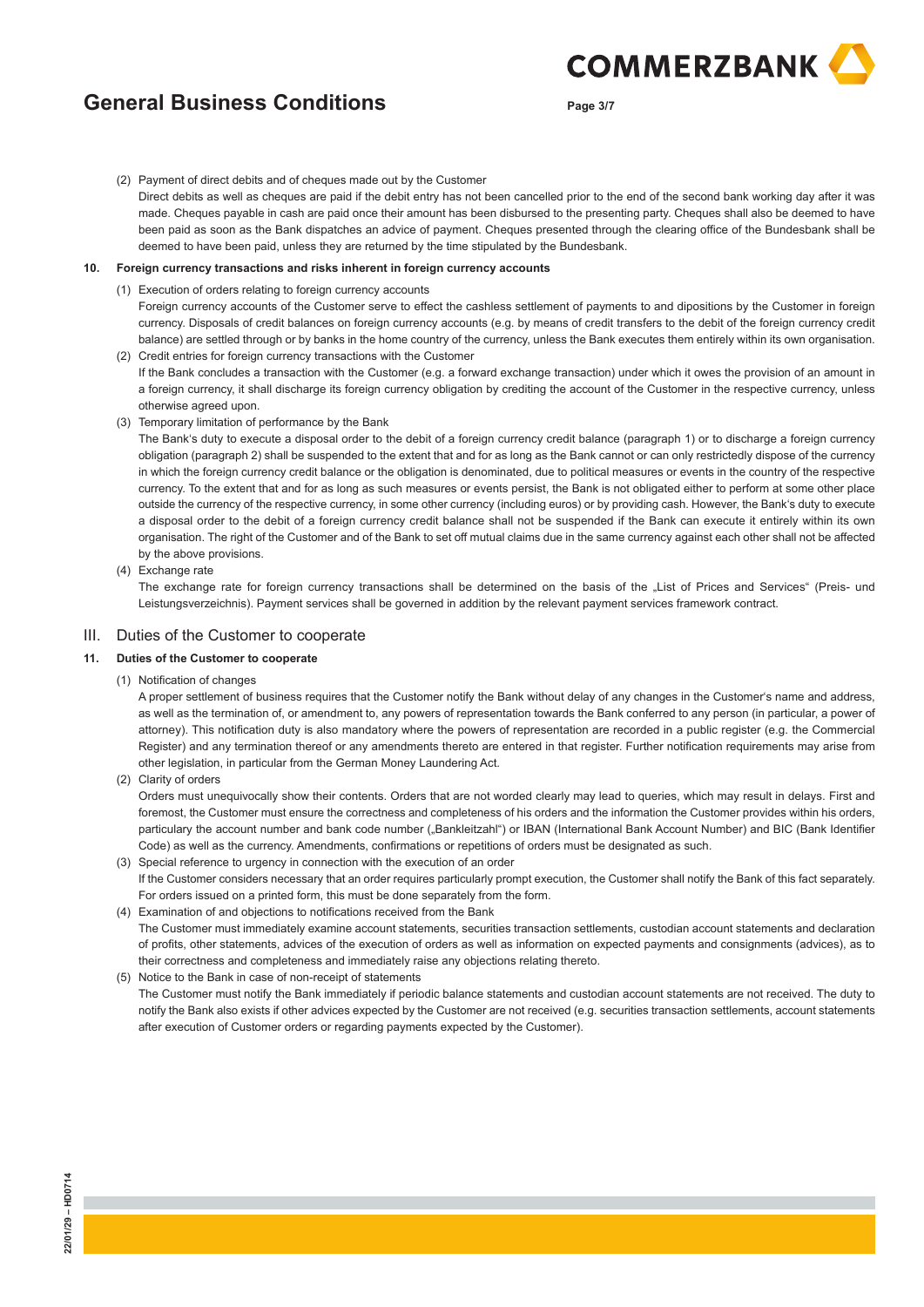(2) Payment of direct debits and of cheques made out by the Customer

Direct debits as well as cheques are paid if the debit entry has not been cancelled prior to the end of the second bank working day after it was made. Cheques payable in cash are paid once their amount has been disbursed to the presenting party. Cheques shall also be deemed to have been paid as soon as the Bank dispatches an advice of payment. Cheques presented through the clearing office of the Bundesbank shall be deemed to have been paid, unless they are returned by the time stipulated by the Bundesbank.

**10. Foreign currency transactions and risks inherent in foreign currency accounts**

(1) Execution of orders relating to foreign currency accounts

Foreign currency accounts of the Customer serve to effect the cashless settlement of payments to and dispositions by the Customer in foreign currency. Disposals of credit balances on foreign currency accounts (e.g. by means of credit transfers to the debit of the foreign currency credit balance) are settled through or by banks in the home country of the currency, unless the Bank executes them entirely within its own organisation.

(2) Credit entries for foreign currency transactions with the Customer

If the Bank concludes a transaction with the Customer (e.g. a forward exchange transaction) under which it owes the provision of an amount in a foreign currency, it shall discharge its foreign currency obligation by crediting the account of the Customer in the respective currency, unless otherwise agreed upon.

(3) Temporary limitation of performance by the Bank

The Bank's duty to execute a disposal order to the debit of a foreign currency credit balance (paragraph 1) or to discharge a foreign currency obligation (paragraph 2) shall be suspended to the extent that and for as long as the Bank cannot or can only restrictedly dispose of the currency in which the foreign currency credit balance or the obligation is denominated, due to political measures or events in the country of the respective currency. To the extent that and for as long as such measures or events persist, the Bank is not obligated either to perform at some other place outside the currency of the respective currency, in some other currency (including euros) or by providing cash. However, the Bank's duty to execute a disposal order to the debit of a foreign currency credit balance shall not be suspended if the Bank can execute it entirely within its own organisation. The right of the Customer and of the Bank to set off mutual claims due in the same currency against each other shall not be affected by the above provisions.

(4) Exchange rate

The exchange rate for foreign currency transactions shall be determined on the basis of the „List of Prices and Services" (Preis- und Leistungsverzeichnis). Payment services shall be governed in addition by the relevant payment services framework contract.

## III. Duties of the Customer to cooperate

**11. Duties of the Customer to cooperate**

(1) Notification of changes

A proper settlement of business requires that the Customer notify the Bank without delay of any changes in the Customer's name and address, as well as the termination of, or amendment to, any powers of representation towards the Bank conferred to any person (in particular, a power of attorney). This notification duty is also mandatory where the powers of representation are recorded in a public register (e.g. the Commercial Register) and any termination thereof or any amendments thereto are entered in that register. Further notification requirements may arise from other legislation, in particular from the German Money Laundering Act.

(2) Clarity of orders

Orders must unequivocally show their contents. Orders that are not worded clearly may lead to queries, which may result in delays. First and foremost, the Customer must ensure the correctness and completeness of his orders and the information the Customer provides within his orders, particulary the account number and bank code number („Bankleitzahl") or IBAN (International Bank Account Number) and BIC (Bank Identifier Code) as well as the currency. Amendments, confirmations or repetitions of orders must be designated as such.

(3) Special reference to urgency in connection with the execution of an order

If the Customer considers necessary that an order requires particularly prompt execution, the Customer shall notify the Bank of this fact separately. For orders issued on a printed form, this must be done separately from the form.

(4) Examination of and objections to notifications received from the Bank

The Customer must immediately examine account statements, securities transaction settlements, custodian account statements and declaration of profits, other statements, advices of the execution of orders as well as information on expected payments and consignments (advices), as to their correctness and completeness and immediately raise any objections relating thereto.

(5) Notice to the Bank in case of non-receipt of statements

The Customer must notify the Bank immediately if periodic balance statements and custodian account statements are not received. The duty to notify the Bank also exists if other advices expected by the Customer are not received (e.g. securities transaction settlements, account statements after execution of Customer orders or regarding payments expected by the Customer).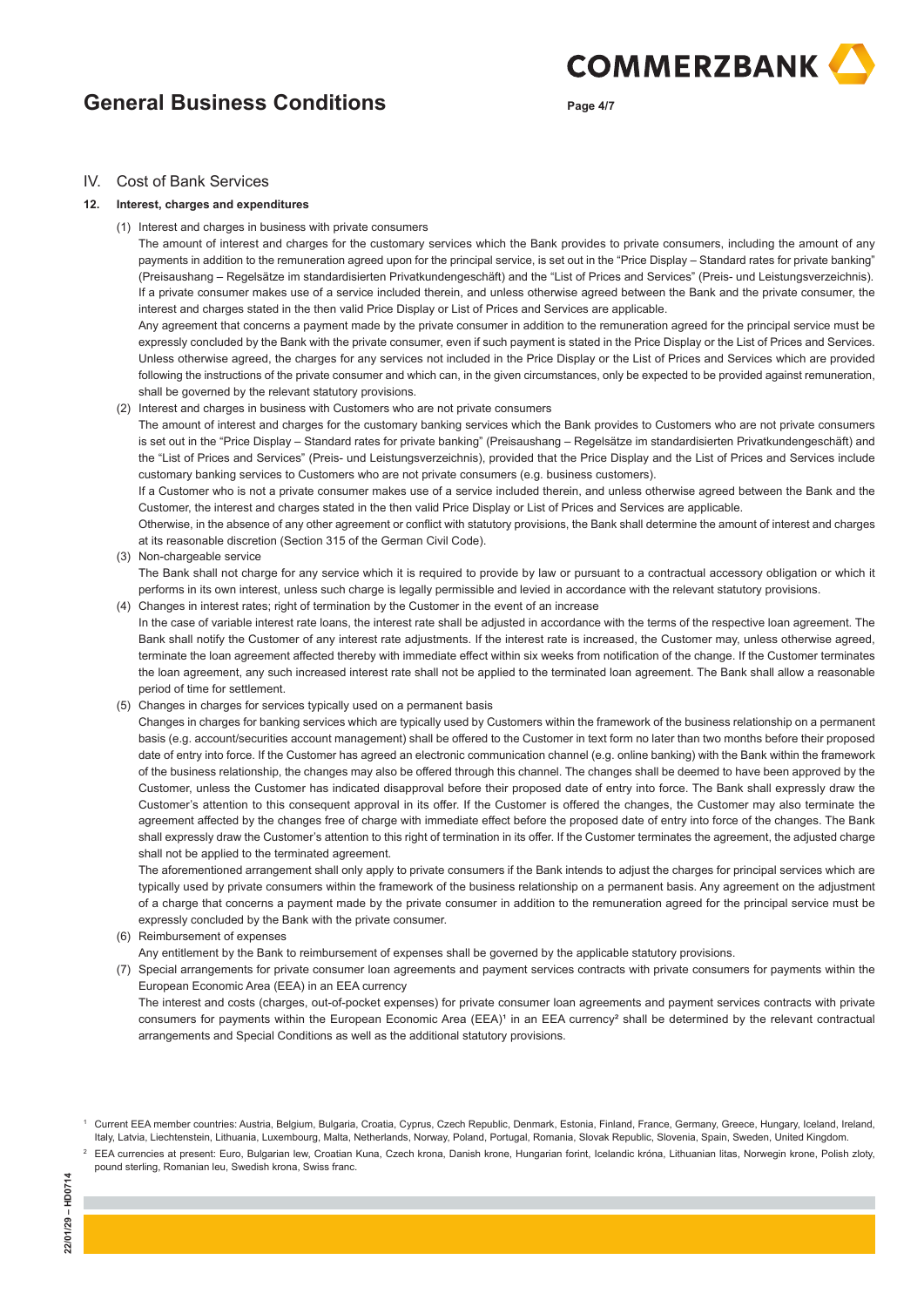## IV. Cost of Bank Services

### 12. Interest, charges and expenditures

(1) Interest and charges in business with private consumers

The amount of interest and charges for the customary services which the Bank provides to private consumers, including the amount of any payments in addition to the remuneration agreed upon for the principal service, is set out in the "Price Display – Standard rates for private banking" (Preisaushang – Regelsätze im standardisierten Privatkundengeschäft) and the "List of Prices and Services" (Preis- und Leistungsverzeichnis). If a private consumer makes use of a service included therein, and unless otherwise agreed between the Bank and the private consumer, the interest and charges stated in the then valid Price Display or List of Prices and Services are applicable.

Any agreement that concerns a payment made by the private consumer in addition to the remuneration agreed for the principal service must be expressly concluded by the Bank with the private consumer, even if such payment is stated in the Price Display or the List of Prices and Services. Unless otherwise agreed, the charges for any services not included in the Price Display or the List of Prices and Services which are provided following the instructions of the private consumer and which can, in the given circumstances, only be expected to be provided against remuneration, shall be governed by the relevant statutory provisions.

(2) Interest and charges in business with Customers who are not private consumers

The amount of interest and charges for the customary banking services which the Bank provides to Customers who are not private consumers is set out in the "Price Display – Standard rates for private banking" (Preisaushang – Regelsätze im standardisierten Privatkundengeschäft) and the "List of Prices and Services" (Preis- und Leistungsverzeichnis), provided that the Price Display and the List of Prices and Services include customary banking services to Customers who are not private consumers (e.g. business customers).

If a Customer who is not a private consumer makes use of a service included therein, and unless otherwise agreed between the Bank and the Customer, the interest and charges stated in the then valid Price Display or List of Prices and Services are applicable.

Otherwise, in the absence of any other agreement or conflict with statutory provisions, the Bank shall determine the amount of interest and charges at its reasonable discretion (Section 315 of the German Civil Code).

(3) Non-chargeable service

The Bank shall not charge for any service which it is required to provide by law or pursuant to a contractual accessory obligation or which it performs in its own interest, unless such charge is legally permissible and levied in accordance with the relevant statutory provisions.

(4) Changes in interest rates; right of termination by the Customer in the event of an increase

In the case of variable interest rate loans, the interest rate shall be adjusted in accordance with the terms of the respective loan agreement. The Bank shall notify the Customer of any interest rate adjustments. If the interest rate is increased, the Customer may, unless otherwise agreed, terminate the loan agreement affected thereby with immediate effect within six weeks from notification of the change. If the Customer terminates the loan agreement, any such increased interest rate shall not be applied to the terminated loan agreement. The Bank shall allow a reasonable period of time for settlement.

(5) Changes in charges for services typically used on a permanent basis

Changes in charges for banking services which are typically used by Customers within the framework of the business relationship on a permanent basis (e.g. account/securities account management) shall be offered to the Customer in text form no later than two months before their proposed date of entry into force. If the Customer has agreed an electronic communication channel (e.g. online banking) with the Bank within the framework of the business relationship, the changes may also be offered through this channel. The changes shall be deemed to have been approved by the Customer, unless the Customer has indicated disapproval before their proposed date of entry into force. The Bank shall expressly draw the Customer's attention to this consequent approval in its offer. If the Customer is offered the changes, the Customer may also terminate the agreement affected by the changes free of charge with immediate effect before the proposed date of entry into force of the changes. The Bank shall expressly draw the Customer's attention to this right of termination in its offer. If the Customer terminates the agreement, the adjusted charge shall not be applied to the terminated agreement.

The aforementioned arrangement shall only apply to private consumers if the Bank intends to adjust the charges for principal services which are typically used by private consumers within the framework of the business relationship on a permanent basis. Any agreement on the adjustment of a charge that concerns a payment made by the private consumer in addition to the remuneration agreed for the principal service must be expressly concluded by the Bank with the private consumer.

(6) Reimbursement of expenses

Any entitlement by the Bank to reimbursement of expenses shall be governed by the applicable statutory provisions.

(7) Special arrangements for private consumer loan agreements and payment services contracts with private consumers for payments within the European Economic Area (EEA) in an EEA currency

The interest and costs (charges, out-of-pocket expenses) for private consumer loan agreements and payment services contracts with private consumers for payments within the European Economic Area (EEA)[1] in an EEA currency[2] shall be determined by the relevant contractual arrangements and Special Conditions as well as the additional statutory provisions.

---

[1] Current EEA member countries: Austria, Belgium, Bulgaria, Croatia, Cyprus, Czech Republic, Denmark, Estonia, Finland, France, Germany, Greece, Hungary, Iceland, Ireland, Italy, Latvia, Liechtenstein, Lithuania, Luxembourg, Malta, Netherlands, Norway, Poland, Portugal, Romania, Slovak Republic, Slovenia, Spain, Sweden, United Kingdom.

[2] EEA currencies at present: Euro, Bulgarian lew, Croatian Kuna, Czech krona, Danish krone, Hungarian forint, Icelandic króna, Lithuanian litas, Norwegin krone, Polish zloty, pound sterling, Romanian leu, Swedish krona, Swiss franc.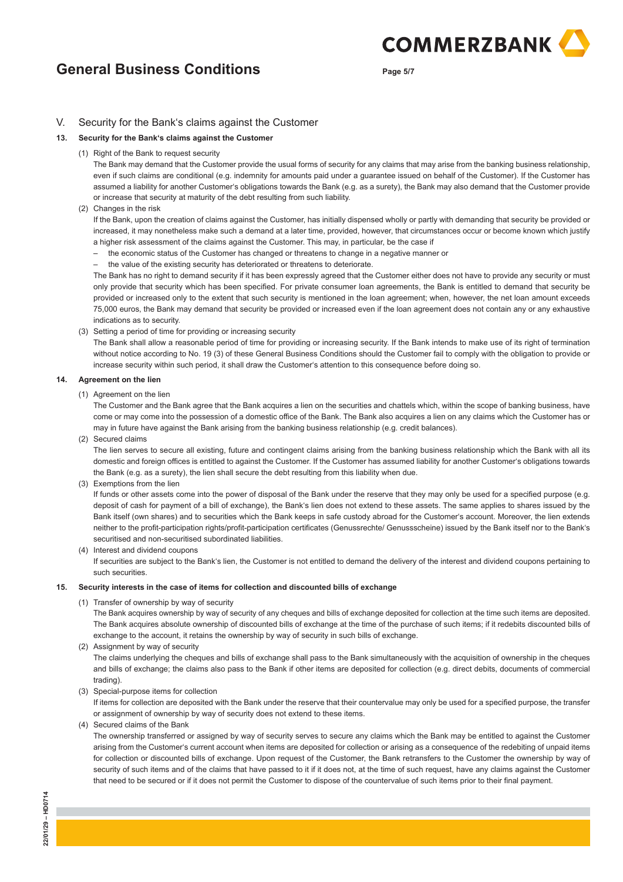## V. Security for the Bank's claims against the Customer

### 13. Security for the Bank's claims against the Customer

(1) Right of the Bank to request security

The Bank may demand that the Customer provide the usual forms of security for any claims that may arise from the banking business relationship, even if such claims are conditional (e.g. indemnity for amounts paid under a guarantee issued on behalf of the Customer). If the Customer has assumed a liability for another Customer's obligations towards the Bank (e.g. as a surety), the Bank may also demand that the Customer provide or increase that security at maturity of the debt resulting from such liability.

(2) Changes in the risk

If the Bank, upon the creation of claims against the Customer, has initially dispensed wholly or partly with demanding that security be provided or increased, it may nonetheless make such a demand at a later time, provided, however, that circumstances occur or become known which justify a higher risk assessment of the claims against the Customer. This may, in particular, be the case if

- the economic status of the Customer has changed or threatens to change in a negative manner or
- the value of the existing security has deteriorated or threatens to deteriorate.

The Bank has no right to demand security if it has been expressly agreed that the Customer either does not have to provide any security or must only provide that security which has been specified. For private consumer loan agreements, the Bank is entitled to demand that security be provided or increased only to the extent that such security is mentioned in the loan agreement; when, however, the net loan amount exceeds 75,000 euros, the Bank may demand that security be provided or increased even if the loan agreement does not contain any or any exhaustive indications as to security.

(3) Setting a period of time for providing or increasing security

The Bank shall allow a reasonable period of time for providing or increasing security. If the Bank intends to make use of its right of termination without notice according to No. 19 (3) of these General Business Conditions should the Customer fail to comply with the obligation to provide or increase security within such period, it shall draw the Customer's attention to this consequence before doing so.

### 14. Agreement on the lien

(1) Agreement on the lien

The Customer and the Bank agree that the Bank acquires a lien on the securities and chattels which, within the scope of banking business, have come or may come into the possession of a domestic office of the Bank. The Bank also acquires a lien on any claims which the Customer has or may in future have against the Bank arising from the banking business relationship (e.g. credit balances).

(2) Secured claims

The lien serves to secure all existing, future and contingent claims arising from the banking business relationship which the Bank with all its domestic and foreign offices is entitled to against the Customer. If the Customer has assumed liability for another Customer's obligations towards the Bank (e.g. as a surety), the lien shall secure the debt resulting from this liability when due.

(3) Exemptions from the lien

If funds or other assets come into the power of disposal of the Bank under the reserve that they may only be used for a specified purpose (e.g. deposit of cash for payment of a bill of exchange), the Bank's lien does not extend to these assets. The same applies to shares issued by the Bank itself (own shares) and to securities which the Bank keeps in safe custody abroad for the Customer's account. Moreover, the lien extends neither to the profit-participation rights/profit-participation certificates (Genussrechte/ Genussscheine) issued by the Bank itself nor to the Bank's securitised and non-securitised subordinated liabilities.

(4) Interest and dividend coupons

If securities are subject to the Bank's lien, the Customer is not entitled to demand the delivery of the interest and dividend coupons pertaining to such securities.

### 15. Security interests in the case of items for collection and discounted bills of exchange

(1) Transfer of ownership by way of security

The Bank acquires ownership by way of security of any cheques and bills of exchange deposited for collection at the time such items are deposited. The Bank acquires absolute ownership of discounted bills of exchange at the time of the purchase of such items; if it redebits discounted bills of exchange to the account, it retains the ownership by way of security in such bills of exchange.

(2) Assignment by way of security

The claims underlying the cheques and bills of exchange shall pass to the Bank simultaneously with the acquisition of ownership in the cheques and bills of exchange; the claims also pass to the Bank if other items are deposited for collection (e.g. direct debits, documents of commercial trading).

(3) Special-purpose items for collection

If items for collection are deposited with the Bank under the reserve that their countervalue may only be used for a specified purpose, the transfer or assignment of ownership by way of security does not extend to these items.

(4) Secured claims of the Bank

The ownership transferred or assigned by way of security serves to secure any claims which the Bank may be entitled to against the Customer arising from the Customer's current account when items are deposited for collection or arising as a consequence of the redebiting of unpaid items for collection or discounted bills of exchange. Upon request of the Customer, the Bank retransfers to the Customer the ownership by way of security of such items and of the claims that have passed to it if it does not, at the time of such request, have any claims against the Customer that need to be secured or if it does not permit the Customer to dispose of the countervalue of such items prior to their final payment.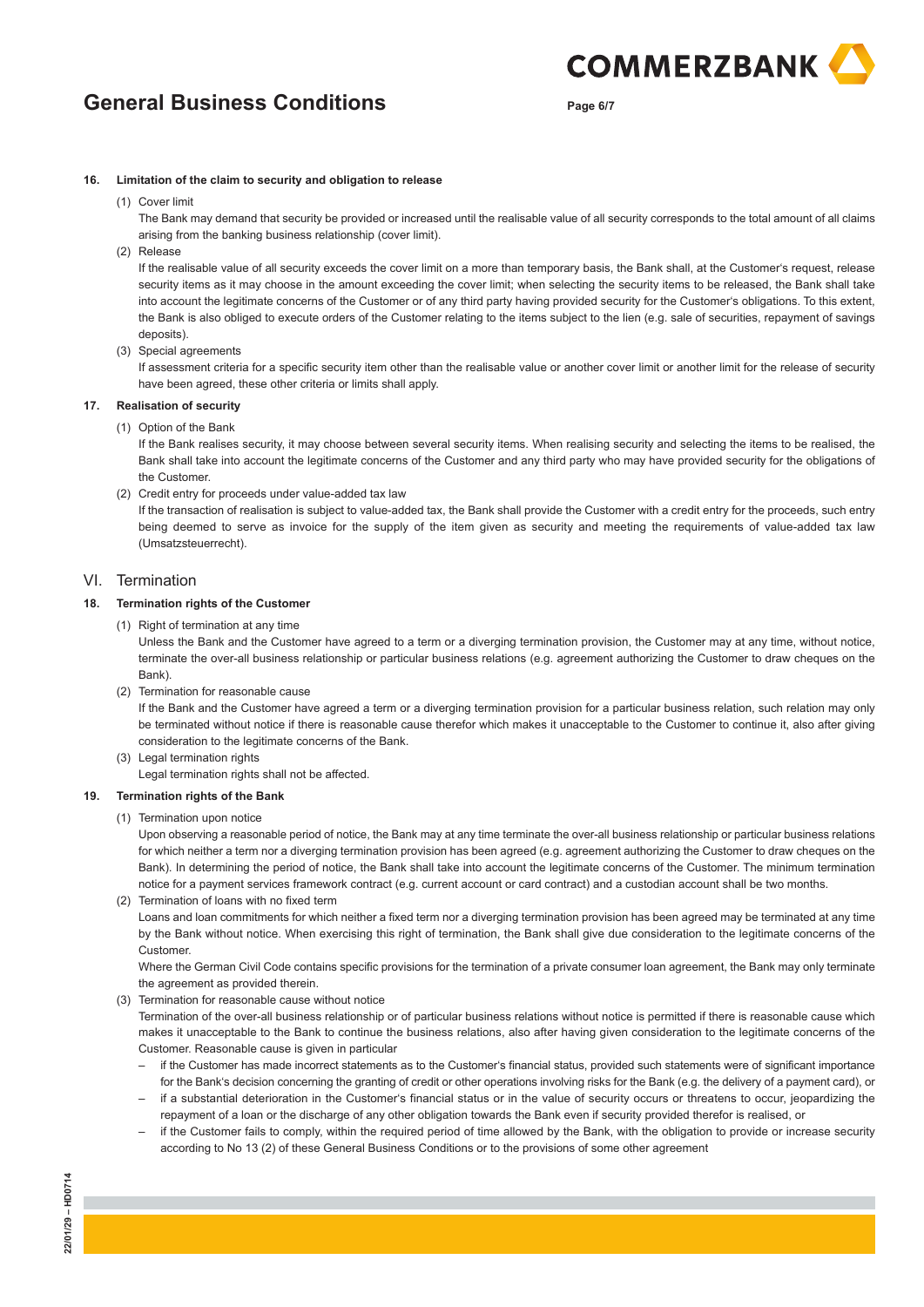#### 16. Limitation of the claim to security and obligation to release

(1) Cover limit

The Bank may demand that security be provided or increased until the realisable value of all security corresponds to the total amount of all claims arising from the banking business relationship (cover limit).

(2) Release

If the realisable value of all security exceeds the cover limit on a more than temporary basis, the Bank shall, at the Customer's request, release security items as it may choose in the amount exceeding the cover limit; when selecting the security items to be released, the Bank shall take into account the legitimate concerns of the Customer or of any third party having provided security for the Customer's obligations. To this extent, the Bank is also obliged to execute orders of the Customer relating to the items subject to the lien (e.g. sale of securities, repayment of savings deposits).

(3) Special agreements

If assessment criteria for a specific security item other than the realisable value or another cover limit or another limit for the release of security have been agreed, these other criteria or limits shall apply.

#### 17. Realisation of security

(1) Option of the Bank

If the Bank realises security, it may choose between several security items. When realising security and selecting the items to be realised, the Bank shall take into account the legitimate concerns of the Customer and any third party who may have provided security for the obligations of the Customer.

(2) Credit entry for proceeds under value-added tax law

If the transaction of realisation is subject to value-added tax, the Bank shall provide the Customer with a credit entry for the proceeds, such entry being deemed to serve as invoice for the supply of the item given as security and meeting the requirements of value-added tax law (Umsatzsteuerrecht).

## VI. Termination

#### 18. Termination rights of the Customer

(1) Right of termination at any time

Unless the Bank and the Customer have agreed to a term or a diverging termination provision, the Customer may at any time, without notice, terminate the over-all business relationship or particular business relations (e.g. agreement authorizing the Customer to draw cheques on the Bank).

(2) Termination for reasonable cause

If the Bank and the Customer have agreed a term or a diverging termination provision for a particular business relation, such relation may only be terminated without notice if there is reasonable cause therefor which makes it unacceptable to the Customer to continue it, also after giving consideration to the legitimate concerns of the Bank.

(3) Legal termination rights

Legal termination rights shall not be affected.

#### 19. Termination rights of the Bank

(1) Termination upon notice

Upon observing a reasonable period of notice, the Bank may at any time terminate the over-all business relationship or particular business relations for which neither a term nor a diverging termination provision has been agreed (e.g. agreement authorizing the Customer to draw cheques on the Bank). In determining the period of notice, the Bank shall take into account the legitimate concerns of the Customer. The minimum termination notice for a payment services framework contract (e.g. current account or card contract) and a custodian account shall be two months.

(2) Termination of loans with no fixed term

Loans and loan commitments for which neither a fixed term nor a diverging termination provision has been agreed may be terminated at any time by the Bank without notice. When exercising this right of termination, the Bank shall give due consideration to the legitimate concerns of the Customer.

Where the German Civil Code contains specific provisions for the termination of a private consumer loan agreement, the Bank may only terminate the agreement as provided therein.

(3) Termination for reasonable cause without notice

Termination of the over-all business relationship or of particular business relations without notice is permitted if there is reasonable cause which makes it unacceptable to the Bank to continue the business relations, also after having given consideration to the legitimate concerns of the Customer. Reasonable cause is given in particular

- if the Customer has made incorrect statements as to the Customer's financial status, provided such statements were of significant importance for the Bank's decision concerning the granting of credit or other operations involving risks for the Bank (e.g. the delivery of a payment card), or
- if a substantial deterioration in the Customer's financial status or in the value of security occurs or threatens to occur, jeopardizing the repayment of a loan or the discharge of any other obligation towards the Bank even if security provided therefor is realised, or
- if the Customer fails to comply, within the required period of time allowed by the Bank, with the obligation to provide or increase security according to No 13 (2) of these General Business Conditions or to the provisions of some other agreement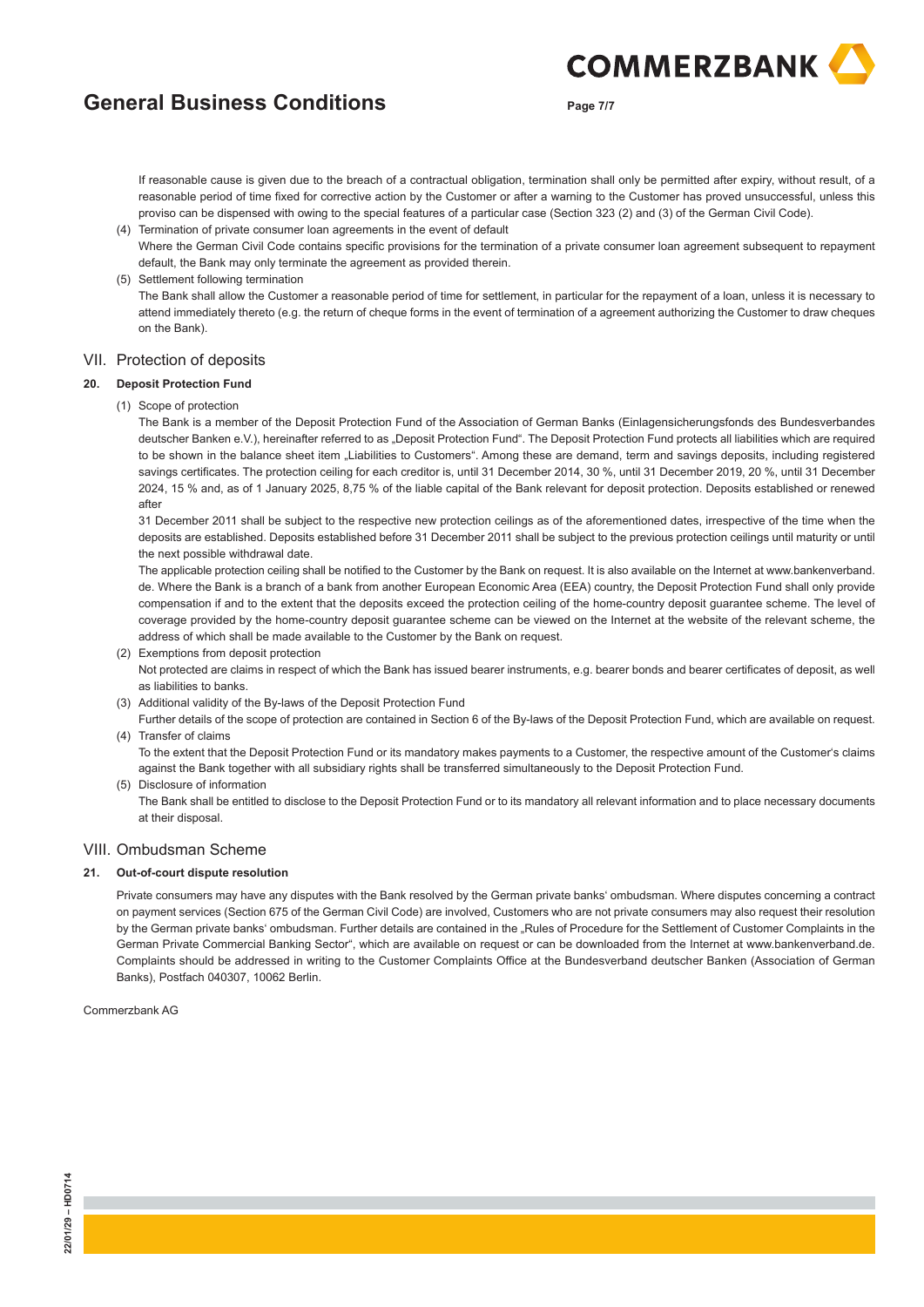If reasonable cause is given due to the breach of a contractual obligation, termination shall only be permitted after expiry, without result, of a reasonable period of time fixed for corrective action by the Customer or after a warning to the Customer has proved unsuccessful, unless this proviso can be dispensed with owing to the special features of a particular case (Section 323 (2) and (3) of the German Civil Code).

(4) Termination of private consumer loan agreements in the event of default
Where the German Civil Code contains specific provisions for the termination of a private consumer loan agreement subsequent to repayment default, the Bank may only terminate the agreement as provided therein.

(5) Settlement following termination
The Bank shall allow the Customer a reasonable period of time for settlement, in particular for the repayment of a loan, unless it is necessary to attend immediately thereto (e.g. the return of cheque forms in the event of termination of a agreement authorizing the Customer to draw cheques on the Bank).

## VII. Protection of deposits

### 20. Deposit Protection Fund

(1) Scope of protection
The Bank is a member of the Deposit Protection Fund of the Association of German Banks (Einlagensicherungsfonds des Bundesverbandes deutscher Banken e.V.), hereinafter referred to as „Deposit Protection Fund". The Deposit Protection Fund protects all liabilities which are required to be shown in the balance sheet item „Liabilities to Customers". Among these are demand, term and savings deposits, including registered savings certificates. The protection ceiling for each creditor is, until 31 December 2014, 30 %, until 31 December 2019, 20 %, until 31 December 2024, 15 % and, as of 1 January 2025, 8,75 % of the liable capital of the Bank relevant for deposit protection. Deposits established or renewed after
31 December 2011 shall be subject to the respective new protection ceilings as of the aforementioned dates, irrespective of the time when the deposits are established. Deposits established before 31 December 2011 shall be subject to the previous protection ceilings until maturity or until the next possible withdrawal date.
The applicable protection ceiling shall be notified to the Customer by the Bank on request. It is also available on the Internet at www.bankenverband.de. Where the Bank is a branch of a bank from another European Economic Area (EEA) country, the Deposit Protection Fund shall only provide compensation if and to the extent that the deposits exceed the protection ceiling of the home-country deposit guarantee scheme. The level of coverage provided by the home-country deposit guarantee scheme can be viewed on the Internet at the website of the relevant scheme, the address of which shall be made available to the Customer by the Bank on request.

(2) Exemptions from deposit protection
Not protected are claims in respect of which the Bank has issued bearer instruments, e.g. bearer bonds and bearer certificates of deposit, as well as liabilities to banks.

(3) Additional validity of the By-laws of the Deposit Protection Fund
Further details of the scope of protection are contained in Section 6 of the By-laws of the Deposit Protection Fund, which are available on request.

(4) Transfer of claims
To the extent that the Deposit Protection Fund or its mandatory makes payments to a Customer, the respective amount of the Customer's claims against the Bank together with all subsidiary rights shall be transferred simultaneously to the Deposit Protection Fund.

(5) Disclosure of information
The Bank shall be entitled to disclose to the Deposit Protection Fund or to its mandatory all relevant information and to place necessary documents at their disposal.

## VIII. Ombudsman Scheme

### 21. Out-of-court dispute resolution

Private consumers may have any disputes with the Bank resolved by the German private banks' ombudsman. Where disputes concerning a contract on payment services (Section 675 of the German Civil Code) are involved, Customers who are not private consumers may also request their resolution by the German private banks' ombudsman. Further details are contained in the „Rules of Procedure for the Settlement of Customer Complaints in the German Private Commercial Banking Sector", which are available on request or can be downloaded from the Internet at www.bankenverband.de. Complaints should be addressed in writing to the Customer Complaints Office at the Bundesverband deutscher Banken (Association of German Banks), Postfach 040307, 10062 Berlin.

Commerzbank AG